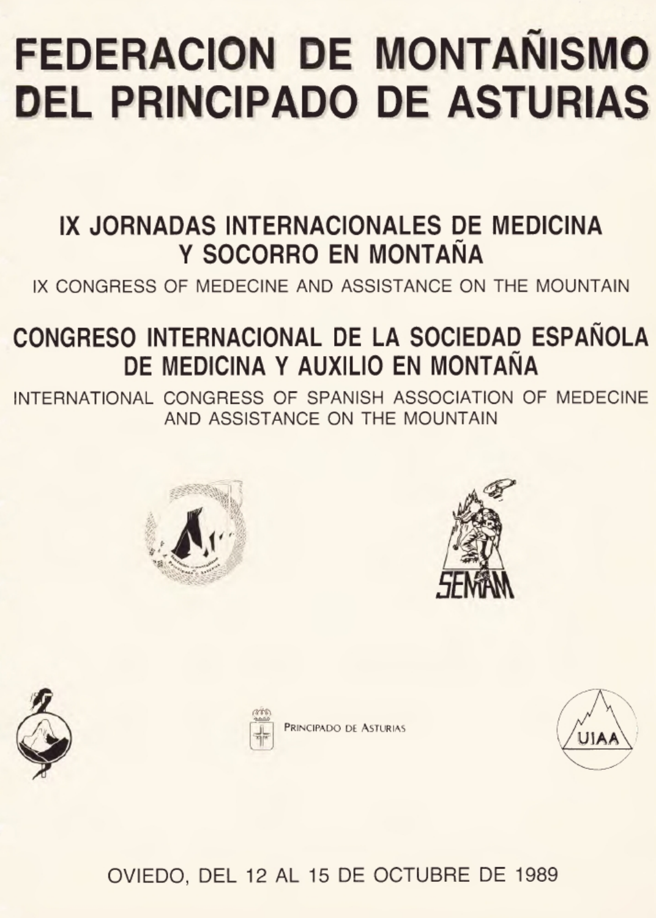# FEDERACION DE MONTAÑISMO DEL PRINCIPADO DE ASTURIAS

## IX JORNADAS INTERNACIONALES DE MEDICINA Y SOCORRO EN MONTAÑA

IX CONGRESS OF MEDECINE AND ASSISTANCE ON THE MOUNTAIN

## CONGRESO INTERNACIONAL DE LA SOCIEDAD ESPAÑOLA DE MEDICINA Y AUXILIO EN MONTAÑA

INTERNATIONAL CONGRESS OF SPANISH ASSOCIATION OF MEDECINE AND ASSISTANCE ON THE MOUNTAIN

SEMAM

PRINCIPADO DE ASTURIAS

UIAA

OVIEDO, DEL 12 AL 15 DE OCTUBRE DE 1989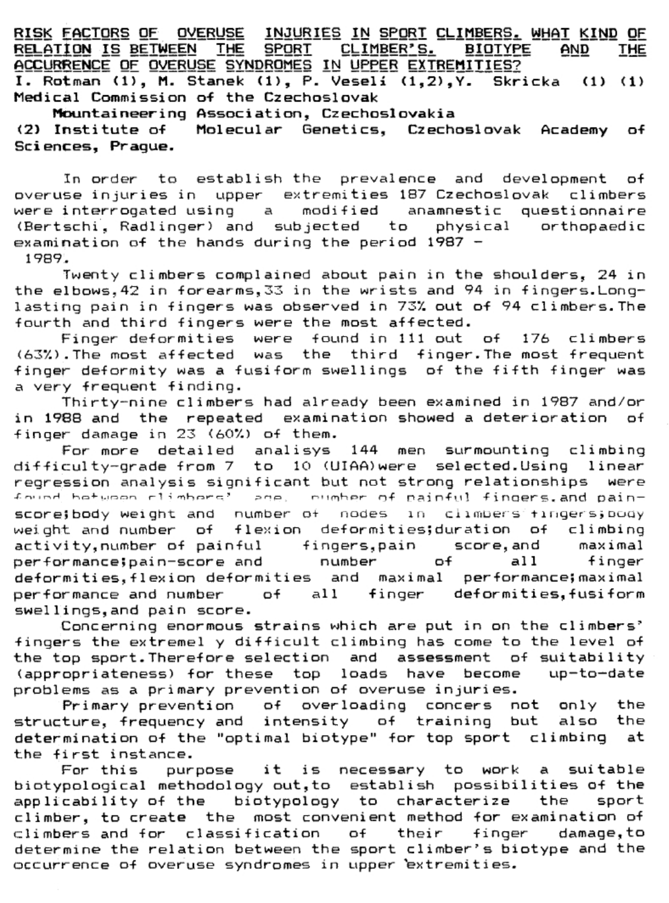**RISK FACTORS OF OVERUSE INJURIES IN SPORT CLIMBERS. WHAT KIND OF RELATION IS BETWEEN THE SPORT CLIMBER'S. BIOTYPE AND THE ACCURRENCE OF OVERUSE SYNDROMES IN UPPER EXTREMITIES?**

**I. Rotman (1), M. Stanek (1), P. Veseli (1,2), Y. Skricka (1) (1) Medical Commission of the Czechoslovak Mountaineering Association, Czechoslovakia**
**(2) Institute of Molecular Genetics, Czechoslovak Academy of Sciences, Prague.**

In order to establish the prevalence and development of overuse injuries in upper extremities 187 Czechoslovak climbers were interrogated using a modified anamnestic questionnaire (Bertschi, Radlinger) and subjected to physical orthopaedic examination of the hands during the period 1987 – 1989.

Twenty climbers complained about pain in the shoulders, 24 in the elbows, 42 in forearms, 33 in the wrists and 94 in fingers. Long-lasting pain in fingers was observed in 73% out of 94 climbers. The fourth and third fingers were the most affected.

Finger deformities were found in 111 out of 176 climbers (63%). The most affected was the third finger. The most frequent finger deformity was a fusiform swellings of the fifth finger was a very frequent finding.

Thirty-nine climbers had already been examined in 1987 and/or in 1988 and the repeated examination showed a deterioration of finger damage in 23 (60%) of them.

For more detailed analisys 144 men surmounting climbing difficulty-grade from 7 to 10 (UIAA) were selected. Using linear regression analysis significant but not strong relationships were found between climbers' age, number of painful fingers, and pain-score; body weight and number of nodes in climbers fingers; body weight and number of flexion deformities; duration of climbing activity, number of painful fingers, pain score, and maximal performance; pain-score and number of all finger deformities, flexion deformities and maximal performance; maximal performance and number of all finger deformities, fusiform swellings, and pain score.

Concerning enormous strains which are put in on the climbers' fingers the extremel y difficult climbing has come to the level of the top sport. Therefore selection and assessment of suitability (appropriateness) for these top loads have become up-to-date problems as a primary prevention of overuse injuries.

Primary prevention of overloading concers not only the structure, frequency and intensity of training but also the determination of the "optimal biotype" for top sport climbing at the first instance.

For this purpose it is necessary to work a suitable biotypological methodology out, to establish possibilities of the applicability of the biotypology to characterize the sport climber, to create the most convenient method for examination of climbers and for classification of their finger damage, to determine the relation between the sport climber's biotype and the occurrence of overuse syndromes in upper extremities.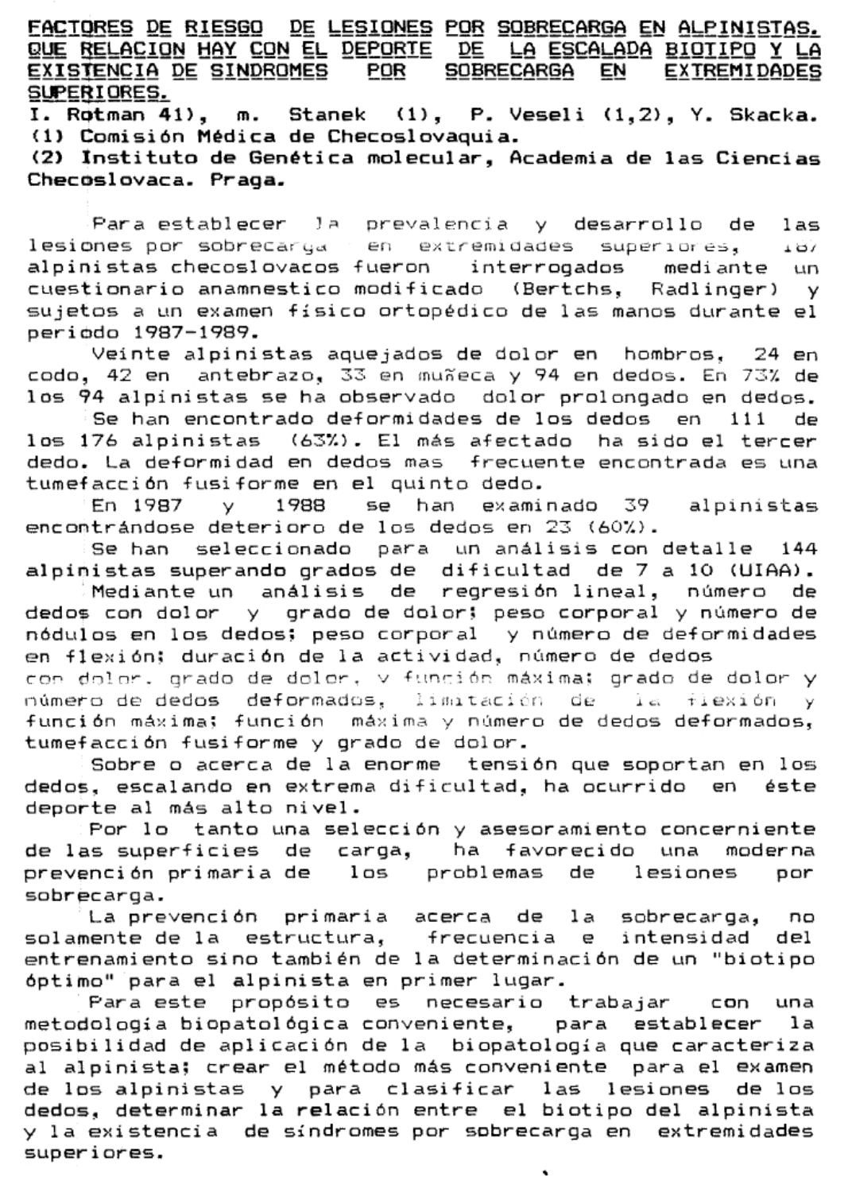## FACTORES DE RIESGO DE LESIONES POR SOBRECARGA EN ALPINISTAS. QUE RELACION HAY CON EL DEPORTE DE LA ESCALADA BIOTIPO Y LA EXISTENCIA DE SINDROMES POR SOBRECARGA EN EXTREMIDADES SUPERIORES.

I. Rotman 41), m. Stanek (1), P. Veseli (1,2), Y. Skacka.
(1) Comisión Médica de Checoslovaquia.
(2) Instituto de Genética molecular, Academia de las Ciencias Checoslovaca. Praga.

Para establecer la prevalencia y desarrollo de las lesiones por sobrecarga en extremidades superiores, 187 alpinistas checoslovacos fueron interrogados mediante un cuestionario anamnestico modificado (Bertchs, Radlinger) y sujetos a un examen físico ortopédico de las manos durante el periodo 1987-1989.

Veinte alpinistas aquejados de dolor en hombros, 24 en codo, 42 en antebrazo, 33 en muñeca y 94 en dedos. En 73% de los 94 alpinistas se ha observado dolor prolongado en dedos.

Se han encontrado deformidades de los dedos en 111 de los 176 alpinistas (63%). El más afectado ha sido el tercer dedo. La deformidad en dedos mas frecuente encontrada es una tumefacción fusiforme en el quinto dedo.

En 1987 y 1988 se han examinado 39 alpinistas encontrándose deterioro de los dedos en 23 (60%).

Se han seleccionado para un análisis con detalle 144 alpinistas superando grados de dificultad de 7 a 10 (UIAA).

Mediante un análisis de regresión lineal, número de dedos con dolor y grado de dolor; peso corporal y número de nódulos en los dedos; peso corporal y número de deformidades en flexión; duración de la actividad, número de dedos con dolor, grado de dolor, y función máxima; grado de dolor y número de dedos deformados, limitación de la flexión y función máxima; función máxima y número de dedos deformados, tumefacción fusiforme y grado de dolor.

Sobre o acerca de la enorme tensión que soportan en los dedos, escalando en extrema dificultad, ha ocurrido en éste deporte al más alto nivel.

Por lo tanto una selección y asesoramiento concerniente de las superficies de carga, ha favorecido una moderna prevención primaria de los problemas de lesiones por sobrecarga.

La prevención primaria acerca de la sobrecarga, no solamente de la estructura, frecuencia e intensidad del entrenamiento sino también de la determinación de un "biotipo óptimo" para el alpinista en primer lugar.

Para este propósito es necesario trabajar con una metodología biopatológica conveniente, para establecer la posibilidad de aplicación de la biopatología que caracteriza al alpinista; crear el método más conveniente para el examen de los alpinistas y para clasificar las lesiones de los dedos, determinar la relación entre el biotipo del alpinista y la existencia de síndromes por sobrecarga en extremidades superiores.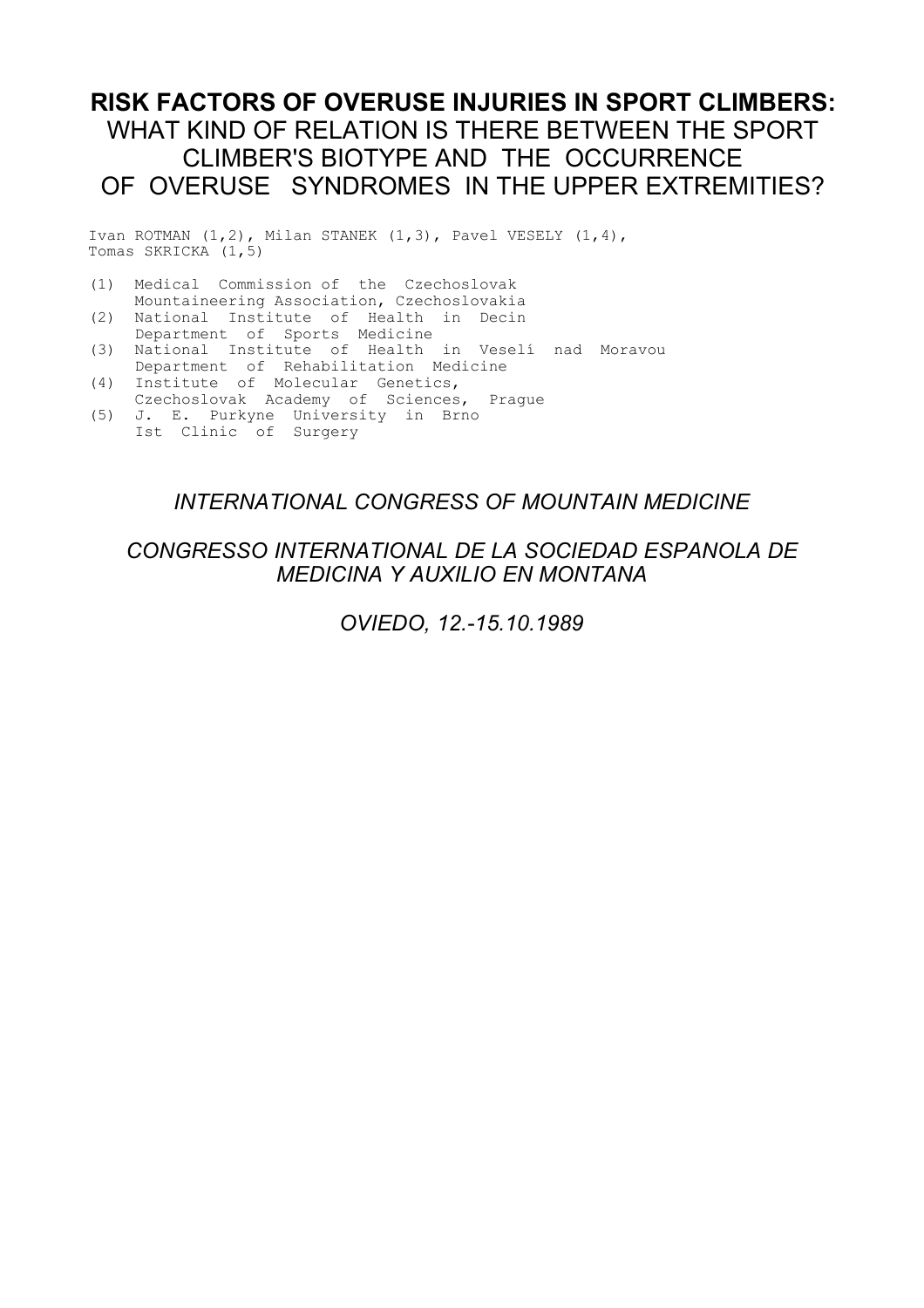# **RISK FACTORS OF OVERUSE INJURIES IN SPORT CLIMBERS:** WHAT KIND OF RELATION IS THERE BETWEEN THE SPORT CLIMBER'S BIOTYPE AND THE OCCURRENCE OF OVERUSE SYNDROMES IN THE UPPER EXTREMITIES?

Ivan ROTMAN (1,2), Milan STANEK (1,3), Pavel VESELY (1,4), Tomas SKRICKA (1,5)

(1) Medical Commission of the Czechoslovak Mountaineering Association, Czechoslovakia
(2) National Institute of Health in Decin Department of Sports Medicine
(3) National Institute of Health in Veselí nad Moravou Department of Rehabilitation Medicine
(4) Institute of Molecular Genetics, Czechoslovak Academy of Sciences, Prague
(5) J. E. Purkyne University in Brno Ist Clinic of Surgery

*INTERNATIONAL CONGRESS OF MOUNTAIN MEDICINE*

*CONGRESSO INTERNATIONAL DE LA SOCIEDAD ESPANOLA DE MEDICINA Y AUXILIO EN MONTANA*

*OVIEDO, 12.-15.10.1989*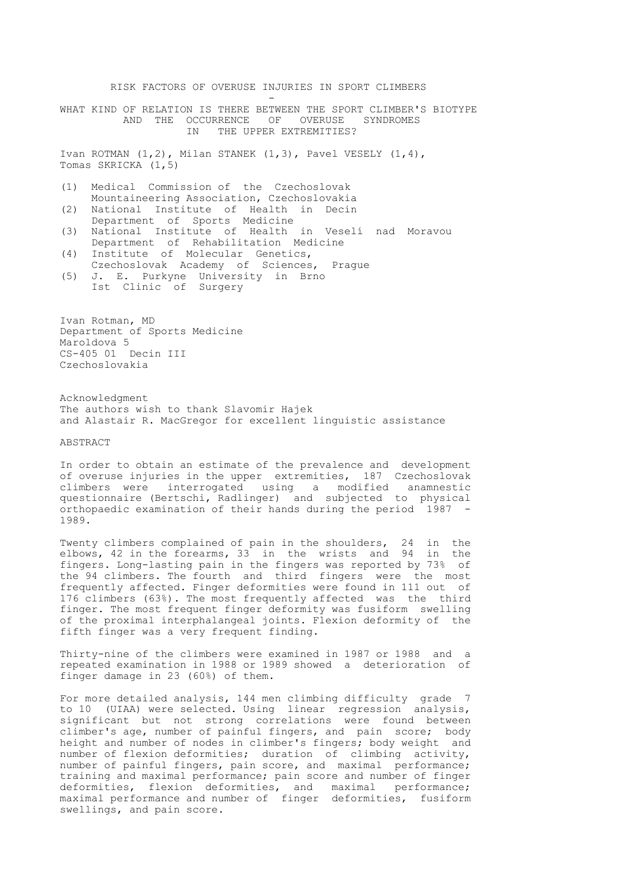# RISK FACTORS OF OVERUSE INJURIES IN SPORT CLIMBERS

-

## WHAT KIND OF RELATION IS THERE BETWEEN THE SPORT CLIMBER'S BIOTYPE AND THE OCCURRENCE OF OVERUSE SYNDROMES IN THE UPPER EXTREMITIES?

Ivan ROTMAN (1,2), Milan STANEK (1,3), Pavel VESELY (1,4), Tomas SKRICKA (1,5)

(1) Medical Commission of the Czechoslovak Mountaineering Association, Czechoslovakia
(2) National Institute of Health in Decin Department of Sports Medicine
(3) National Institute of Health in Veselí nad Moravou Department of Rehabilitation Medicine
(4) Institute of Molecular Genetics, Czechoslovak Academy of Sciences, Prague
(5) J. E. Purkyne University in Brno Ist Clinic of Surgery

Ivan Rotman, MD
Department of Sports Medicine
Maroldova 5
CS-405 01 Decin III
Czechoslovakia

Acknowledgment
The authors wish to thank Slavomir Hajek and Alastair R. MacGregor for excellent linguistic assistance

## ABSTRACT

In order to obtain an estimate of the prevalence and development of overuse injuries in the upper extremities, 187 Czechoslovak climbers were interrogated using a modified anamnestic questionnaire (Bertschi, Radlinger) and subjected to physical orthopaedic examination of their hands during the period 1987 - 1989.

Twenty climbers complained of pain in the shoulders, 24 in the elbows, 42 in the forearms, 33 in the wrists and 94 in the fingers. Long-lasting pain in the fingers was reported by 73% of the 94 climbers. The fourth and third fingers were the most frequently affected. Finger deformities were found in 111 out of 176 climbers (63%). The most frequently affected was the third finger. The most frequent finger deformity was fusiform swelling of the proximal interphalangeal joints. Flexion deformity of the fifth finger was a very frequent finding.

Thirty-nine of the climbers were examined in 1987 or 1988 and a repeated examination in 1988 or 1989 showed a deterioration of finger damage in 23 (60%) of them.

For more detailed analysis, 144 men climbing difficulty grade 7 to 10 (UIAA) were selected. Using linear regression analysis, significant but not strong correlations were found between climber's age, number of painful fingers, and pain score; body height and number of nodes in climber's fingers; body weight and number of flexion deformities; duration of climbing activity, number of painful fingers, pain score, and maximal performance; training and maximal performance; pain score and number of finger deformities, flexion deformities, and maximal performance; maximal performance and number of finger deformities, fusiform swellings, and pain score.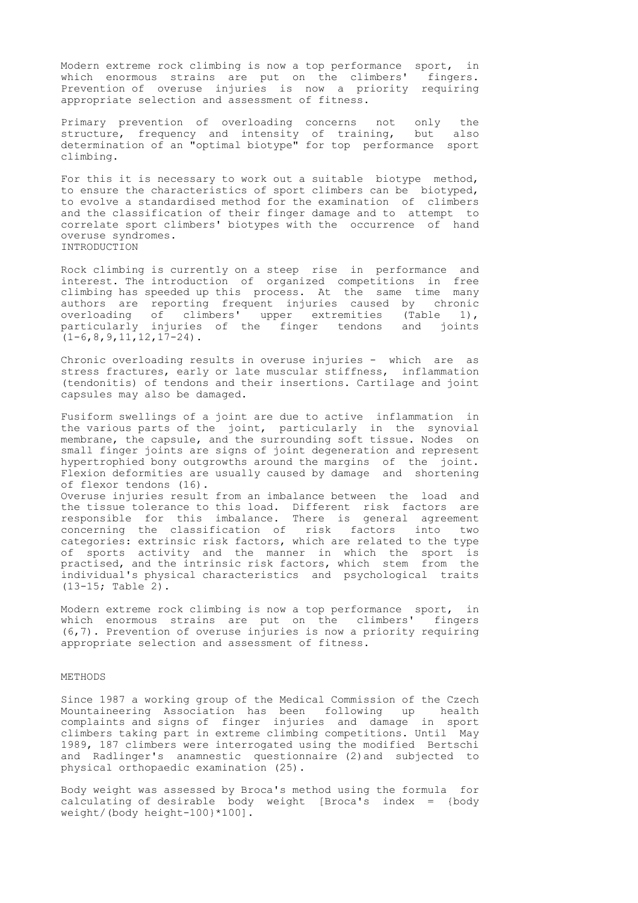Modern extreme rock climbing is now a top performance sport, in which enormous strains are put on the climbers' fingers. Prevention of overuse injuries is now a priority requiring appropriate selection and assessment of fitness.

Primary prevention of overloading concerns not only the structure, frequency and intensity of training, but also determination of an "optimal biotype" for top performance sport climbing.

For this it is necessary to work out a suitable biotype method, to ensure the characteristics of sport climbers can be biotyped, to evolve a standardised method for the examination of climbers and the classification of their finger damage and to attempt to correlate sport climbers' biotypes with the occurrence of hand overuse syndromes.

## INTRODUCTION

Rock climbing is currently on a steep rise in performance and interest. The introduction of organized competitions in free climbing has speeded up this process. At the same time many authors are reporting frequent injuries caused by chronic overloading of climbers' upper extremities (Table 1), particularly injuries of the finger tendons and joints (1-6,8,9,11,12,17-24).

Chronic overloading results in overuse injuries - which are as stress fractures, early or late muscular stiffness, inflammation (tendonitis) of tendons and their insertions. Cartilage and joint capsules may also be damaged.

Fusiform swellings of a joint are due to active inflammation in the various parts of the joint, particularly in the synovial membrane, the capsule, and the surrounding soft tissue. Nodes on small finger joints are signs of joint degeneration and represent hypertrophied bony outgrowths around the margins of the joint. Flexion deformities are usually caused by damage and shortening of flexor tendons (16).

Overuse injuries result from an imbalance between the load and the tissue tolerance to this load. Different risk factors are responsible for this imbalance. There is general agreement concerning the classification of risk factors into two categories: extrinsic risk factors, which are related to the type of sports activity and the manner in which the sport is practised, and the intrinsic risk factors, which stem from the individual's physical characteristics and psychological traits (13-15; Table 2).

Modern extreme rock climbing is now a top performance sport, in which enormous strains are put on the climbers' fingers (6,7). Prevention of overuse injuries is now a priority requiring appropriate selection and assessment of fitness.

## METHODS

Since 1987 a working group of the Medical Commission of the Czech Mountaineering Association has been following up health complaints and signs of finger injuries and damage in sport climbers taking part in extreme climbing competitions. Until May 1989, 187 climbers were interrogated using the modified Bertschi and Radlinger's anamnestic questionnaire (2)and subjected to physical orthopaedic examination (25).

Body weight was assessed by Broca's method using the formula for calculating of desirable body weight [Broca's index = {body weight/(body height-100}*100].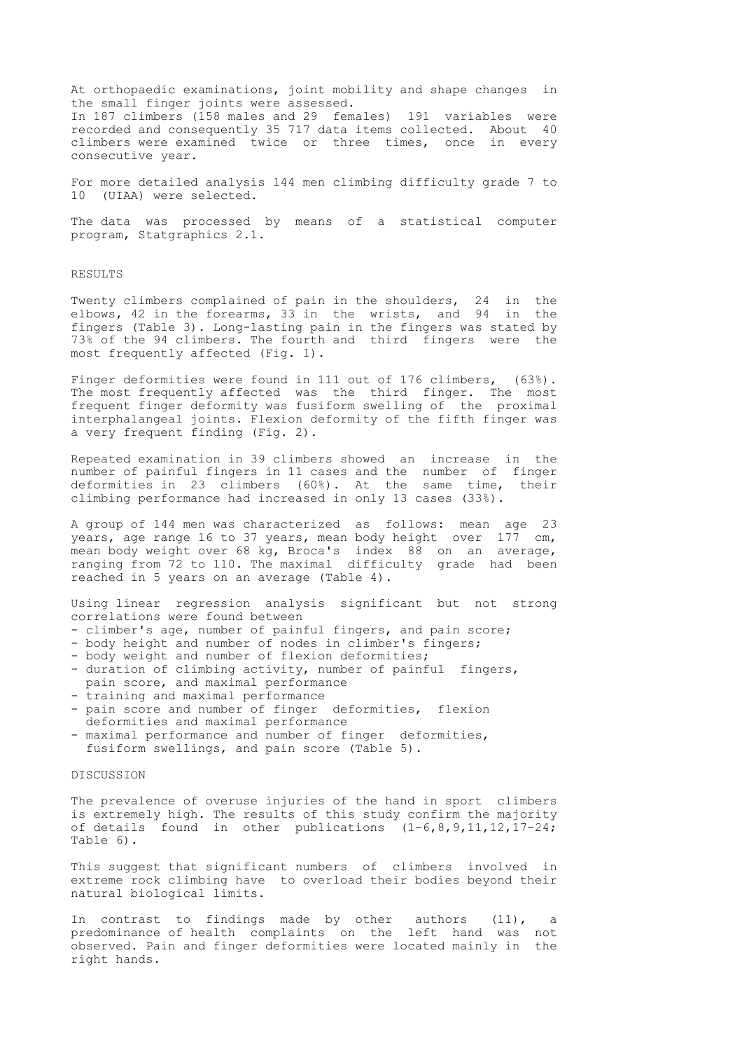At orthopaedic examinations, joint mobility and shape changes in the small finger joints were assessed.
In 187 climbers (158 males and 29 females) 191 variables were recorded and consequently 35 717 data items collected. About 40 climbers were examined twice or three times, once in every consecutive year.

For more detailed analysis 144 men climbing difficulty grade 7 to 10 (UIAA) were selected.

The data was processed by means of a statistical computer program, Statgraphics 2.1.

## RESULTS

Twenty climbers complained of pain in the shoulders, 24 in the elbows, 42 in the forearms, 33 in the wrists, and 94 in the fingers (Table 3). Long-lasting pain in the fingers was stated by 73% of the 94 climbers. The fourth and third fingers were the most frequently affected (Fig. 1).

Finger deformities were found in 111 out of 176 climbers, (63%). The most frequently affected was the third finger. The most frequent finger deformity was fusiform swelling of the proximal interphalangeal joints. Flexion deformity of the fifth finger was a very frequent finding (Fig. 2).

Repeated examination in 39 climbers showed an increase in the number of painful fingers in 11 cases and the number of finger deformities in 23 climbers (60%). At the same time, their climbing performance had increased in only 13 cases (33%).

A group of 144 men was characterized as follows: mean age 23 years, age range 16 to 37 years, mean body height over 177 cm, mean body weight over 68 kg, Broca's index 88 on an average, ranging from 72 to 110. The maximal difficulty grade had been reached in 5 years on an average (Table 4).

Using linear regression analysis significant but not strong correlations were found between

- climber's age, number of painful fingers, and pain score;
- body height and number of nodes in climber's fingers;
- body weight and number of flexion deformities;
- duration of climbing activity, number of painful fingers, pain score, and maximal performance
- training and maximal performance
- pain score and number of finger deformities, flexion deformities and maximal performance
- maximal performance and number of finger deformities, fusiform swellings, and pain score (Table 5).

## DISCUSSION

The prevalence of overuse injuries of the hand in sport climbers is extremely high. The results of this study confirm the majority of details found in other publications (1-6,8,9,11,12,17-24; Table 6).

This suggest that significant numbers of climbers involved in extreme rock climbing have to overload their bodies beyond their natural biological limits.

In contrast to findings made by other authors (11), a predominance of health complaints on the left hand was not observed. Pain and finger deformities were located mainly in the right hands.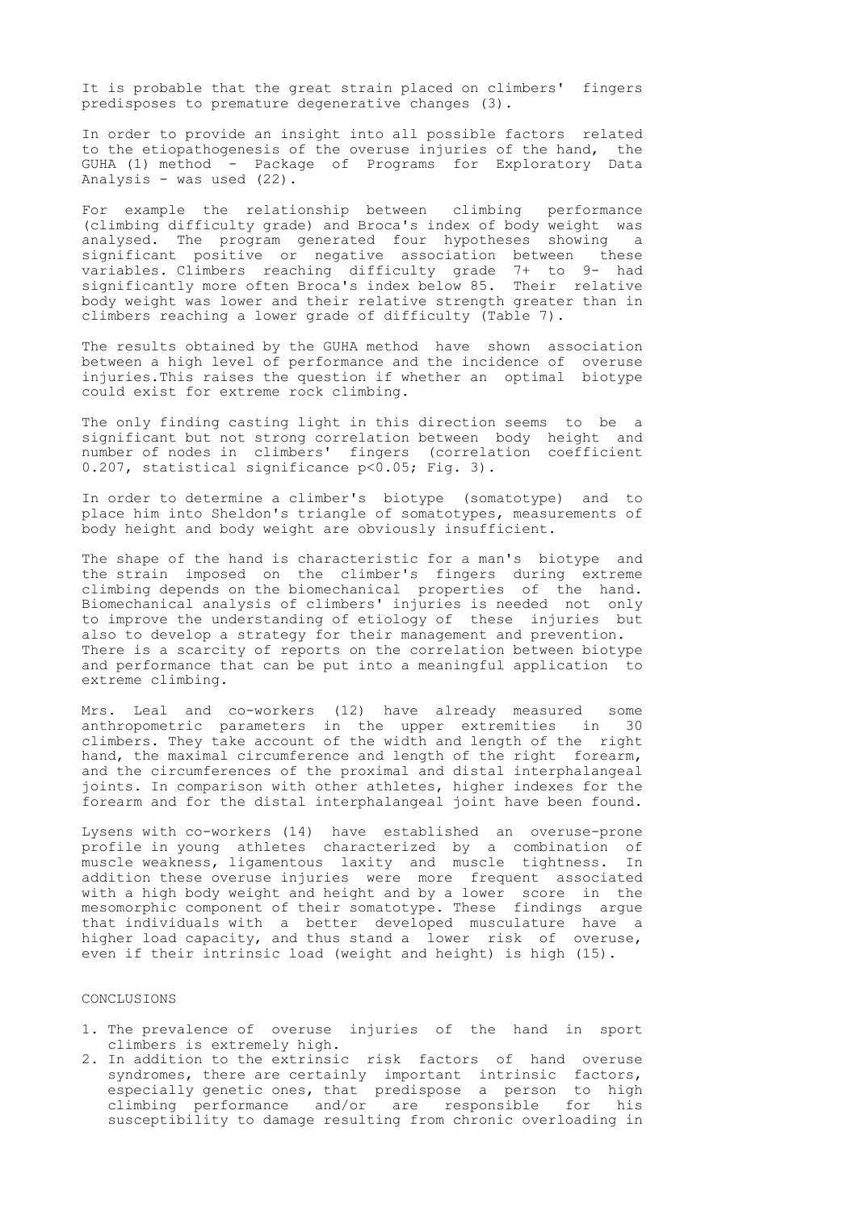It is probable that the great strain placed on climbers' fingers predisposes to premature degenerative changes (3).

In order to provide an insight into all possible factors related to the etiopathogenesis of the overuse injuries of the hand, the GUHA (1) method - Package of Programs for Exploratory Data Analysis - was used (22).

For example the relationship between climbing performance (climbing difficulty grade) and Broca's index of body weight was analysed. The program generated four hypotheses showing a significant positive or negative association between these variables. Climbers reaching difficulty grade 7+ to 9- had significantly more often Broca's index below 85. Their relative body weight was lower and their relative strength greater than in climbers reaching a lower grade of difficulty (Table 7).

The results obtained by the GUHA method have shown association between a high level of performance and the incidence of overuse injuries.This raises the question if whether an optimal biotype could exist for extreme rock climbing.

The only finding casting light in this direction seems to be a significant but not strong correlation between body height and number of nodes in climbers' fingers (correlation coefficient 0.207, statistical significance $p<0.05$; Fig. 3).

In order to determine a climber's biotype (somatotype) and to place him into Sheldon's triangle of somatotypes, measurements of body height and body weight are obviously insufficient.

The shape of the hand is characteristic for a man's biotype and the strain imposed on the climber's fingers during extreme climbing depends on the biomechanical properties of the hand. Biomechanical analysis of climbers' injuries is needed not only to improve the understanding of etiology of these injuries but also to develop a strategy for their management and prevention. There is a scarcity of reports on the correlation between biotype and performance that can be put into a meaningful application to extreme climbing.

Mrs. Leal and co-workers (12) have already measured some anthropometric parameters in the upper extremities in 30 climbers. They take account of the width and length of the right hand, the maximal circumference and length of the right forearm, and the circumferences of the proximal and distal interphalangeal joints. In comparison with other athletes, higher indexes for the forearm and for the distal interphalangeal joint have been found.

Lysens with co-workers (14) have established an overuse-prone profile in young athletes characterized by a combination of muscle weakness, ligamentous laxity and muscle tightness. In addition these overuse injuries were more frequent associated with a high body weight and height and by a lower score in the mesomorphic component of their somatotype. These findings argue that individuals with a better developed musculature have a higher load capacity, and thus stand a lower risk of overuse, even if their intrinsic load (weight and height) is high (15).

## CONCLUSIONS

1. The prevalence of overuse injuries of the hand in sport climbers is extremely high.
2. In addition to the extrinsic risk factors of hand overuse syndromes, there are certainly important intrinsic factors, especially genetic ones, that predispose a person to high climbing performance and/or are responsible for his susceptibility to damage resulting from chronic overloading in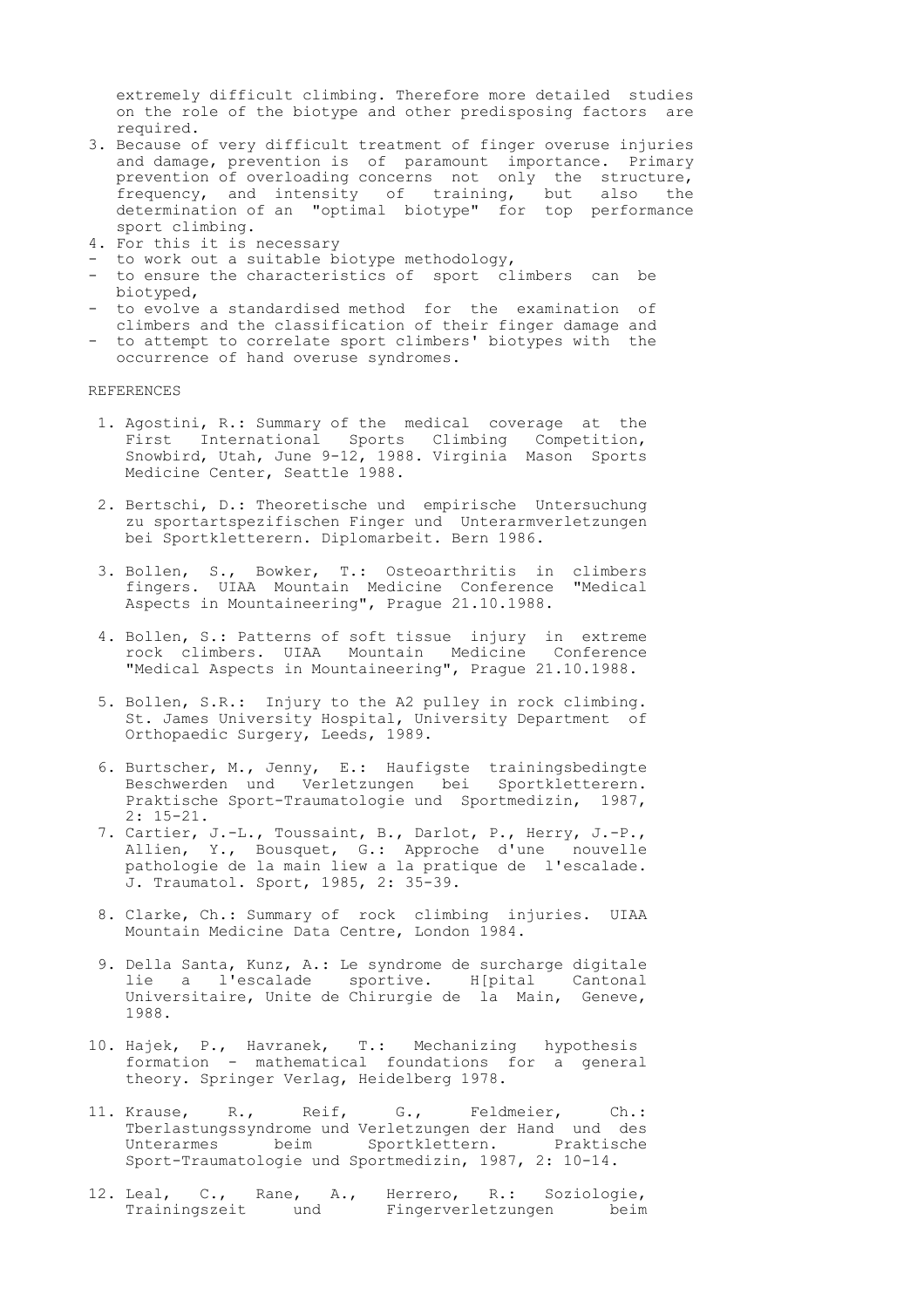extremely difficult climbing. Therefore more detailed studies on the role of the biotype and other predisposing factors are required.

3. Because of very difficult treatment of finger overuse injuries and damage, prevention is of paramount importance. Primary prevention of overloading concerns not only the structure, frequency, and intensity of training, but also the determination of an "optimal biotype" for top performance sport climbing.
4. For this it is necessary

- to work out a suitable biotype methodology,
- to ensure the characteristics of sport climbers can be biotyped,
- to evolve a standardised method for the examination of climbers and the classification of their finger damage and
- to attempt to correlate sport climbers' biotypes with the occurrence of hand overuse syndromes.

## REFERENCES

1. Agostini, R.: Summary of the medical coverage at the First International Sports Climbing Competition, Snowbird, Utah, June 9-12, 1988. Virginia Mason Sports Medicine Center, Seattle 1988.

2. Bertschi, D.: Theoretische und empirische Untersuchung zu sportartspezifischen Finger und Unterarmverletzungen bei Sportkletterern. Diplomarbeit. Bern 1986.

3. Bollen, S., Bowker, T.: Osteoarthritis in climbers fingers. UIAA Mountain Medicine Conference "Medical Aspects in Mountaineering", Prague 21.10.1988.

4. Bollen, S.: Patterns of soft tissue injury in extreme rock climbers. UIAA Mountain Medicine Conference "Medical Aspects in Mountaineering", Prague 21.10.1988.

5. Bollen, S.R.: Injury to the A2 pulley in rock climbing. St. James University Hospital, University Department of Orthopaedic Surgery, Leeds, 1989.

6. Burtscher, M., Jenny, E.: Haufigste trainingsbedingte Beschwerden und Verletzungen bei Sportkletterern. Praktische Sport-Traumatologie und Sportmedizin, 1987, 2: 15-21.

7. Cartier, J.-L., Toussaint, B., Darlot, P., Herry, J.-P., Allien, Y., Bousquet, G.: Approche d'une nouvelle pathologie de la main liew a la pratique de l'escalade. J. Traumatol. Sport, 1985, 2: 35-39.

8. Clarke, Ch.: Summary of rock climbing injuries. UIAA Mountain Medicine Data Centre, London 1984.

9. Della Santa, Kunz, A.: Le syndrome de surcharge digitale lie a l'escalade sportive. H[pital Cantonal Universitaire, Unite de Chirurgie de la Main, Geneve, 1988.

10. Hajek, P., Havranek, T.: Mechanizing hypothesis formation - mathematical foundations for a general theory. Springer Verlag, Heidelberg 1978.

11. Krause, R., Reif, G., Feldmeier, Ch.: Tberlastungssyndrome und Verletzungen der Hand und des Unterarmes beim Sportklettern. Praktische Sport-Traumatologie und Sportmedizin, 1987, 2: 10-14.

12. Leal, C., Rane, A., Herrero, R.: Soziologie, Trainingszeit und Fingerverletzungen beim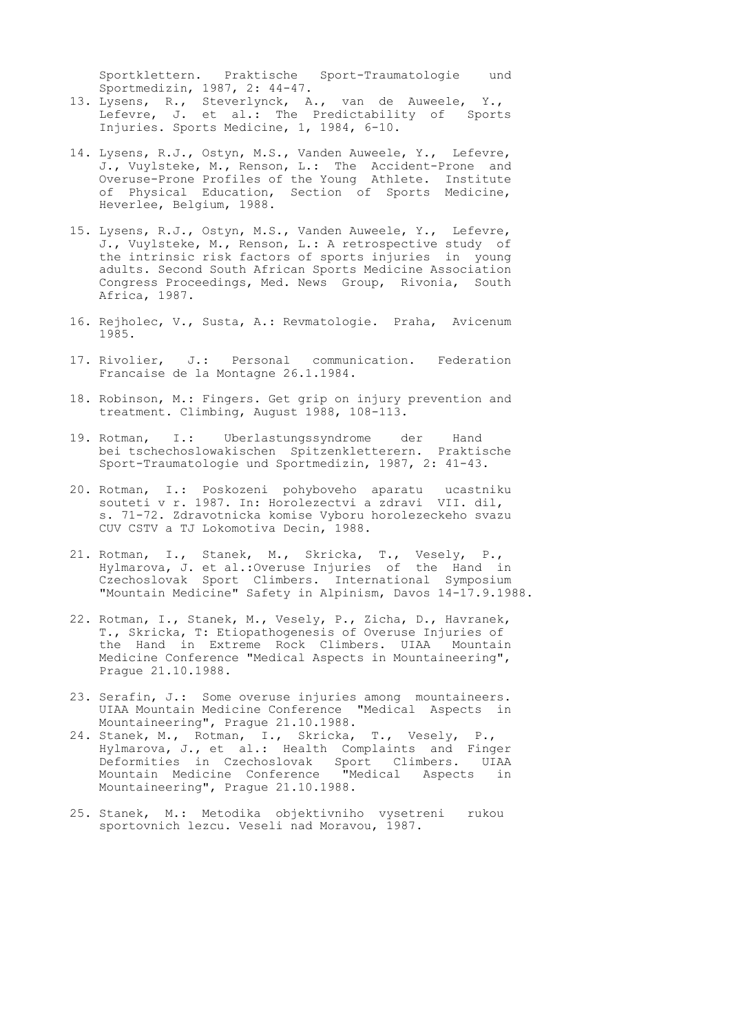Sportklettern. Praktische Sport-Traumatologie und Sportmedizin, 1987, 2: 44-47.

13. Lysens, R., Steverlynck, A., van de Auweele, Y., Lefevre, J. et al.: The Predictability of Sports Injuries. Sports Medicine, 1, 1984, 6-10.

14. Lysens, R.J., Ostyn, M.S., Vanden Auweele, Y., Lefevre, J., Vuylsteke, M., Renson, L.: The Accident-Prone and Overuse-Prone Profiles of the Young Athlete. Institute of Physical Education, Section of Sports Medicine, Heverlee, Belgium, 1988.

15. Lysens, R.J., Ostyn, M.S., Vanden Auweele, Y., Lefevre, J., Vuylsteke, M., Renson, L.: A retrospective study of the intrinsic risk factors of sports injuries in young adults. Second South African Sports Medicine Association Congress Proceedings, Med. News Group, Rivonia, South Africa, 1987.

16. Rejholec, V., Susta, A.: Revmatologie. Praha, Avicenum 1985.

17. Rivolier, J.: Personal communication. Federation Francaise de la Montagne 26.1.1984.

18. Robinson, M.: Fingers. Get grip on injury prevention and treatment. Climbing, August 1988, 108-113.

19. Rotman, I.: Uberlastungssyndrome der Hand bei tschechoslowakischen Spitzenkletterern. Praktische Sport-Traumatologie und Sportmedizin, 1987, 2: 41-43.

20. Rotman, I.: Poskozeni pohyboveho aparatu ucastniku souteti v r. 1987. In: Horolezectvi a zdravi VII. dil, s. 71-72. Zdravotnicka komise Vyboru horolezeckeho svazu CUV CSTV a TJ Lokomotiva Decin, 1988.

21. Rotman, I., Stanek, M., Skricka, T., Vesely, P., Hylmarova, J. et al.:Overuse Injuries of the Hand in Czechoslovak Sport Climbers. International Symposium "Mountain Medicine" Safety in Alpinism, Davos 14-17.9.1988.

22. Rotman, I., Stanek, M., Vesely, P., Zicha, D., Havranek, T., Skricka, T: Etiopathogenesis of Overuse Injuries of the Hand in Extreme Rock Climbers. UIAA Mountain Medicine Conference "Medical Aspects in Mountaineering", Prague 21.10.1988.

23. Serafin, J.: Some overuse injuries among mountaineers. UIAA Mountain Medicine Conference "Medical Aspects in Mountaineering", Prague 21.10.1988.

24. Stanek, M., Rotman, I., Skricka, T., Vesely, P., Hylmarova, J., et al.: Health Complaints and Finger Deformities in Czechoslovak Sport Climbers. UIAA Mountain Medicine Conference "Medical Aspects in Mountaineering", Prague 21.10.1988.

25. Stanek, M.: Metodika objektivniho vysetreni rukou sportovnich lezcu. Veseli nad Moravou, 1987.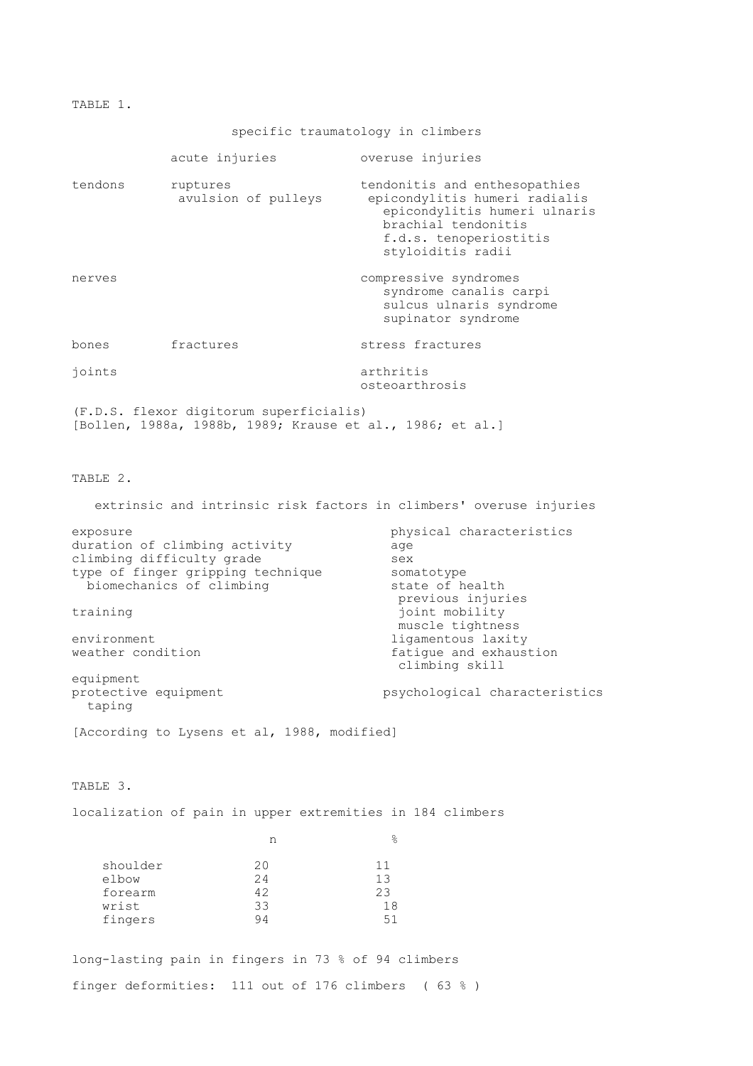TABLE 1.

specific traumatology in climbers

| | acute injuries | overuse injuries |
|---|---|---|
| tendons | ruptures<br>avulsion of pulleys | tendonitis and enthesopathies<br>epicondylitis humeri radialis<br>epicondylitis humeri ulnaris<br>brachial tendonitis<br>f.d.s. tenoperiostitis<br>styloiditis radii |
| nerves | | compressive syndromes<br>syndrome canalis carpi<br>sulcus ulnaris syndrome<br>supinator syndrome |
| bones | fractures | stress fractures |
| joints | | arthritis<br>osteoarthrosis |

(F.D.S. flexor digitorum superficialis)
[Bollen, 1988a, 1988b, 1989; Krause et al., 1986; et al.]

TABLE 2.

extrinsic and intrinsic risk factors in climbers' overuse injuries

| | |
|---|---|
| exposure<br>duration of climbing activity<br>climbing difficulty grade<br>type of finger gripping technique<br>biomechanics of climbing | physical characteristics<br>age<br>sex<br>somatotype<br>state of health<br>previous injuries |
| training | joint mobility<br>muscle tightness |
| environment<br>weather condition | ligamentous laxity<br>fatigue and exhaustion<br>climbing skill |
| equipment<br>protective equipment<br>taping | psychological characteristics |

[According to Lysens et al, 1988, modified]

TABLE 3.

localization of pain in upper extremities in 184 climbers

| | n | % |
|---|---|---|
| shoulder | 20 | 11 |
| elbow | 24 | 13 |
| forearm | 42 | 23 |
| wrist | 33 | 18 |
| fingers | 94 | 51 |

long-lasting pain in fingers in 73 % of 94 climbers

finger deformities: 111 out of 176 climbers ( 63 % )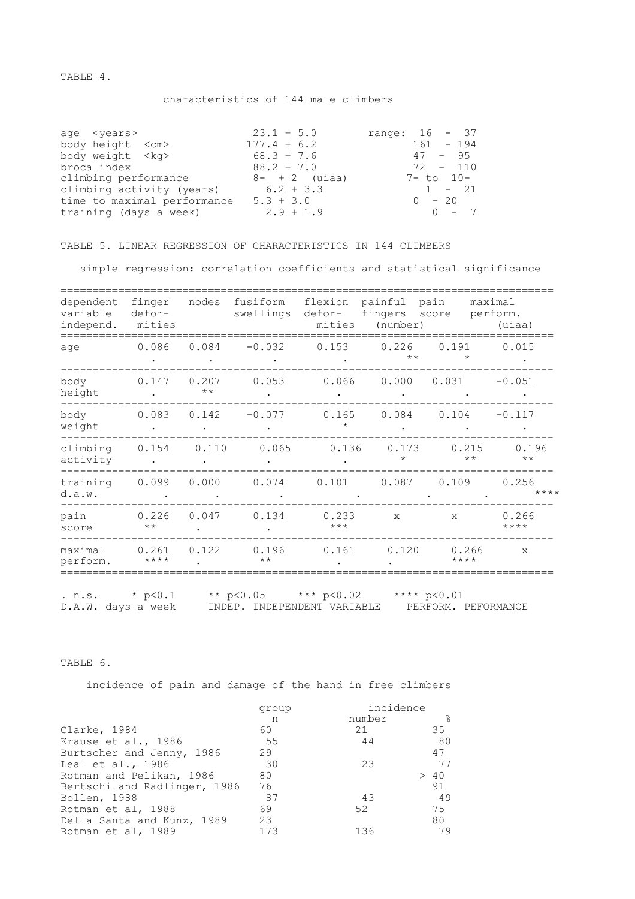TABLE 4.

characteristics of 144 male climbers

| | | |
|---|---|---|
| age <years> | 23.1 + 5.0 | range: 16 - 37 |
| body height <cm> | 177.4 + 6.2 | 161 - 194 |
| body weight <kg> | 68.3 + 7.6 | 47 - 95 |
| broca index | 88.2 + 7.0 | 72 - 110 |
| climbing performance | 8- + 2 (uiaa) | 7- to 10- |
| climbing activity (years) | 6.2 + 3.3 | 1 - 21 |
| time to maximal performance | 5.3 + 3.0 | 0 - 20 |
| training (days a week) | 2.9 + 1.9 | 0 - 7 |

TABLE 5. LINEAR REGRESSION OF CHARACTERISTICS IN 144 CLIMBERS

simple regression: correlation coefficients and statistical significance

| dependent variable / independ. | finger deformities | nodes | fusiform swellings | flexion deformities | painful fingers (number) | pain score | maximal perform. (uiaa) |
|---|---|---|---|---|---|---|---|
| age | 0.086 . | 0.084 . | -0.032 . | 0.153 . | 0.226 ** | 0.191 * | 0.015 . |
| body height | 0.147 . | 0.207 ** | 0.053 . | 0.066 . | 0.000 . | 0.031 . | -0.051 . |
| body weight | 0.083 . | 0.142 . | -0.077 . | 0.165 * | 0.084 . | 0.104 . | -0.117 . |
| climbing activity | 0.154 . | 0.110 . | 0.065 . | 0.136 . | 0.173 * | 0.215 ** | 0.196 ** |
| training d.a.w. | 0.099 . | 0.000 . | 0.074 . | 0.101 . | 0.087 . | 0.109 . | 0.256 **** |
| pain score | 0.226 ** | 0.047 . | 0.134 . | 0.233 *** | x | x | 0.266 **** |
| maximal perform. | 0.261 **** | 0.122 . | 0.196 ** | 0.161 . | 0.120 . | 0.266 **** | x |

. n.s. * p<0.1 ** p<0.05 *** p<0.02 **** p<0.01
D.A.W. days a week INDEP. INDEPENDENT VARIABLE PERFORM. PEFORMANCE

TABLE 6.

incidence of pain and damage of the hand in free climbers

| | group n | incidence number | % |
|---|---|---|---|
| Clarke, 1984 | 60 | 21 | 35 |
| Krause et al., 1986 | 55 | 44 | 80 |
| Burtscher and Jenny, 1986 | 29 | | 47 |
| Leal et al., 1986 | 30 | 23 | 77 |
| Rotman and Pelikan, 1986 | 80 | | > 40 |
| Bertschi and Radlinger, 1986 | 76 | | 91 |
| Bollen, 1988 | 87 | 43 | 49 |
| Rotman et al, 1988 | 69 | 52 | 75 |
| Della Santa and Kunz, 1989 | 23 | | 80 |
| Rotman et al, 1989 | 173 | 136 | 79 |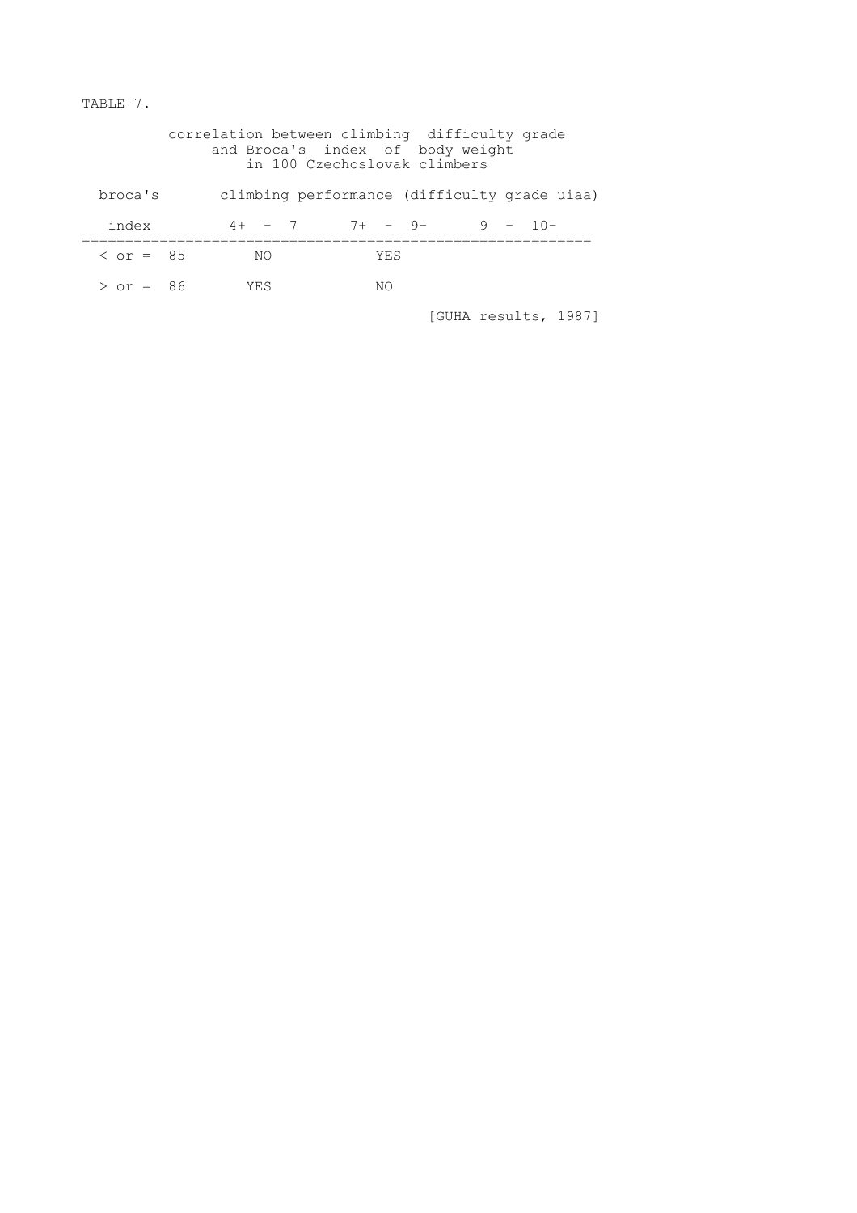TABLE 7.

correlation between climbing difficulty grade and Broca's index of body weight in 100 Czechoslovak climbers

| broca's index | climbing performance (difficulty grade uiaa) | | |
|---|---|---|---|
| | 4+ - 7 | 7+ - 9- | 9 - 10- |
| < or = 85 | NO | YES | |
| > or = 86 | YES | NO | |

[GUHA results, 1987]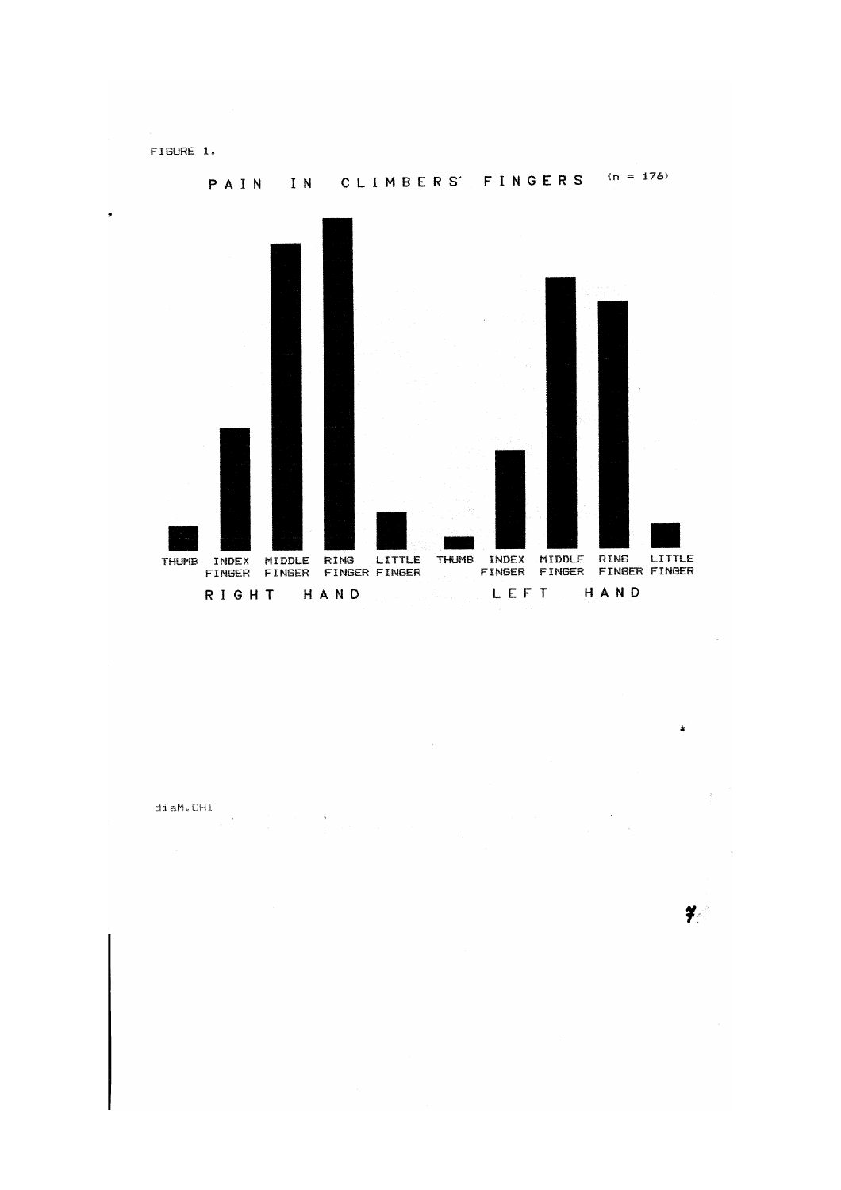FIGURE 1.

PAIN IN CLIMBERS' FINGERS (n = 176)

THUMB | INDEX FINGER | MIDDLE FINGER | RING FINGER | LITTLE FINGER | THUMB | INDEX FINGER | MIDDLE FINGER | RING FINGER | LITTLE FINGER

RIGHT HAND LEFT HAND

diaM.CHI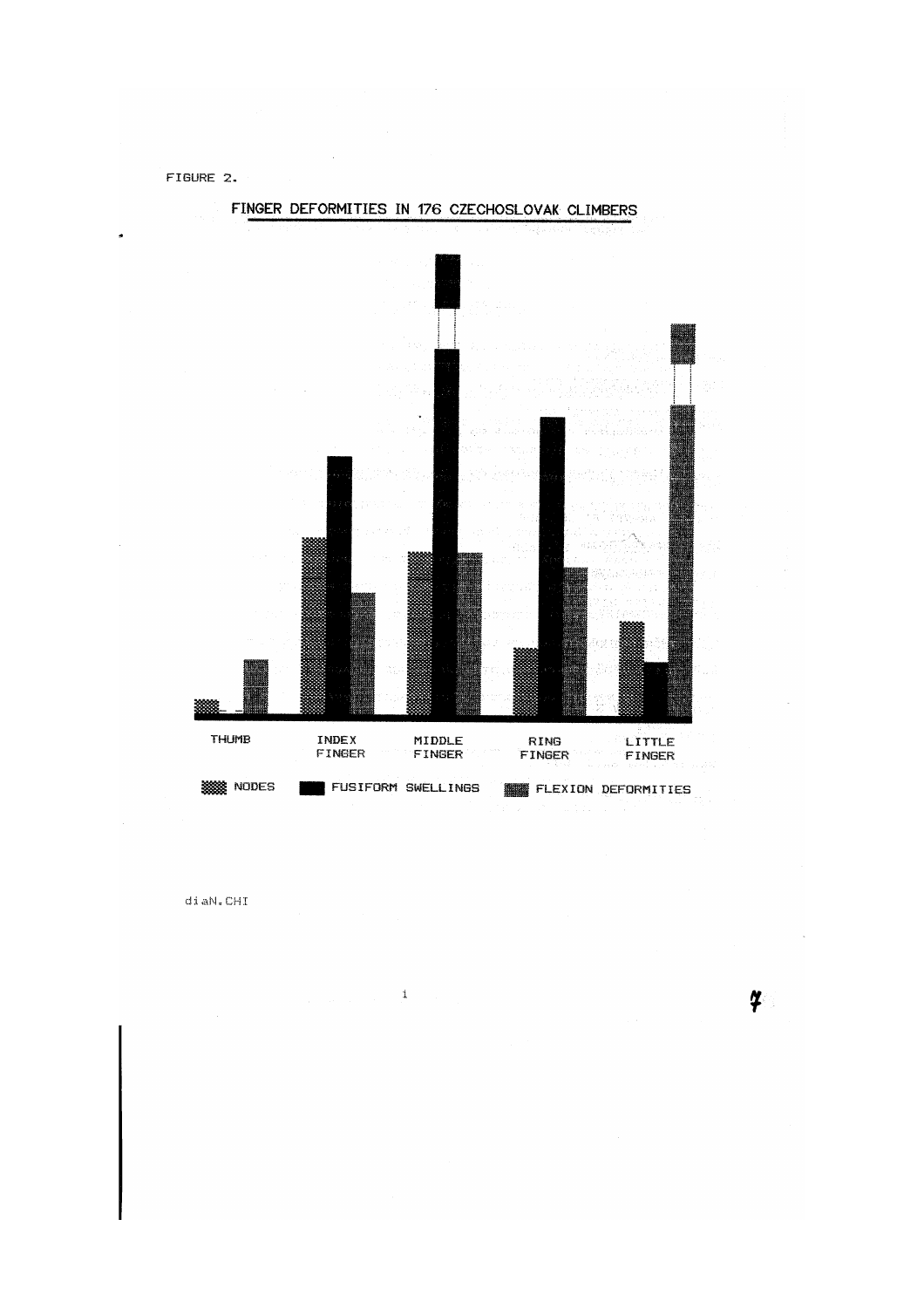FIGURE 2.

FINGER DEFORMITIES IN 176 CZECHOSLOVAK CLIMBERS

THUMB | INDEX FINGER | MIDDLE FINGER | RING FINGER | LITTLE FINGER

NODES | FUSIFORM SWELLINGS | FLEXION DEFORMITIES

diaN.CHI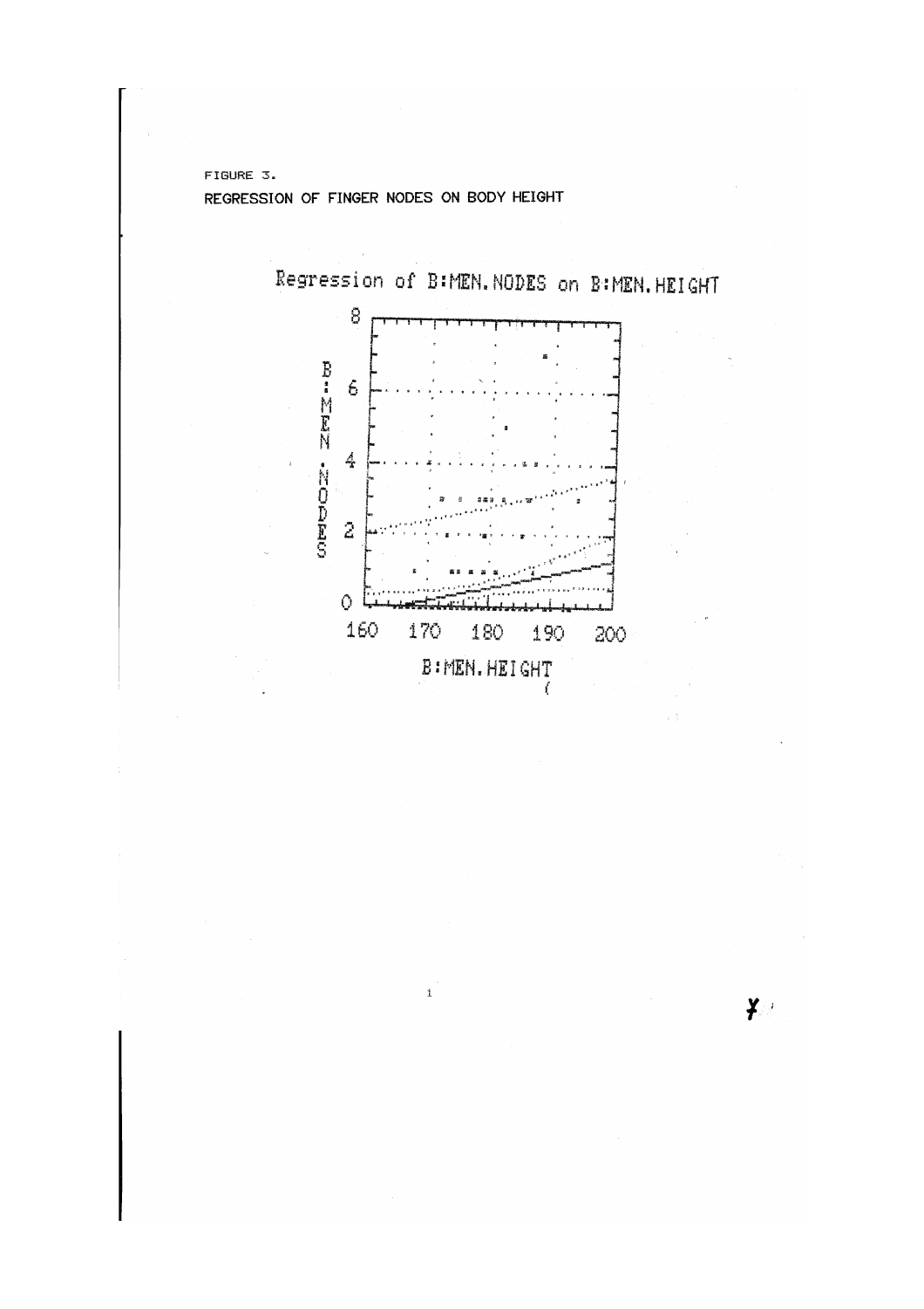FIGURE 3.

REGRESSION OF FINGER NODES ON BODY HEIGHT

Regression of B:MEN.NODES on B:MEN.HEIGHT

B:MEN.NODES

8
6
4
2
0

160 170 180 190 200

B:MEN.HEIGHT